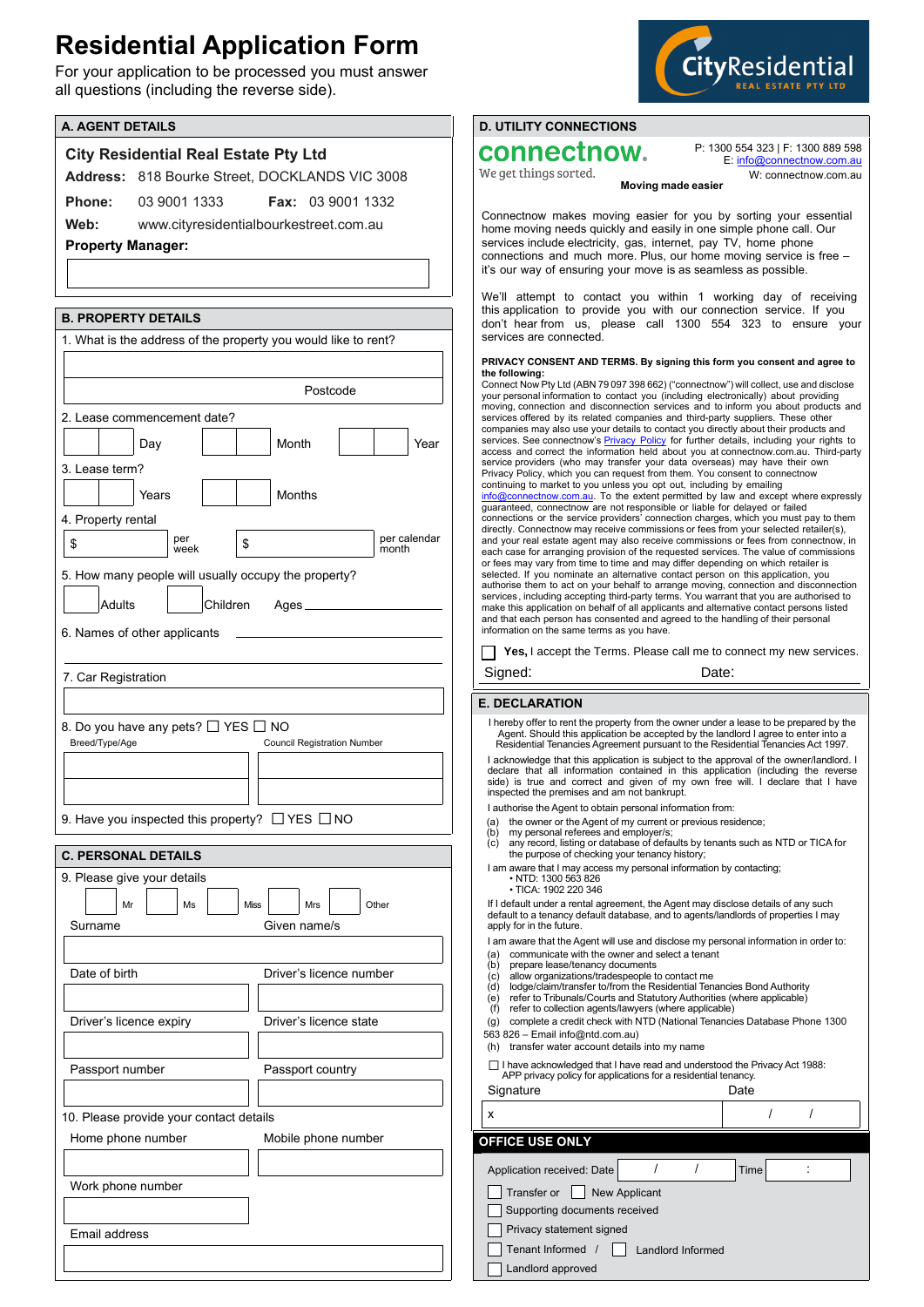# Residential Application Form

For your application to be processed you must answer all questions (including the reverse side).

CityResidential REAL ESTATE PTY LTD

## A. AGENT DETAILS

**City Residential Real Estate Pty Ltd**

**Address:** 818 Bourke Street, DOCKLANDS VIC 3008

**Phone:** 03 9001 1333 **Fax:** 03 9001 1332

**Web:** www.cityresidentialbourkestreet.com.au

**Property Manager:**

## B. PROPERTY DETAILS

1. What is the address of the property you would like to rent?

Postcode

2. Lease commencement date?

Day Month Year

3. Lease term?

Years Months

4. Property rental

$ per week $ per calendar month

5. How many people will usually occupy the property?

Adults Children Ages

6. Names of other applicants

7. Car Registration

8. Do you have any pets? ☐ YES ☐ NO

Breed/Type/Age | Council Registration Number

9. Have you inspected this property? ☐ YES ☐ NO

## C. PERSONAL DETAILS

9. Please give your details

Mr Ms Miss Mrs Other

Surname | Given name/s

Date of birth | Driver's licence number

Driver's licence expiry | Driver's licence state

Passport number | Passport country

10. Please provide your contact details

Home phone number | Mobile phone number

Work phone number

Email address

## D. UTILITY CONNECTIONS

**connectnow.** We get things sorted.

P: 1300 554 323 | F: 1300 889 598
E: info@connectnow.com.au
W: connectnow.com.au

**Moving made easier**

Connectnow makes moving easier for you by sorting your essential home moving needs quickly and easily in one simple phone call. Our services include electricity, gas, internet, pay TV, home phone connections and much more. Plus, our home moving service is free – it's our way of ensuring your move is as seamless as possible.

We'll attempt to contact you within 1 working day of receiving this application to provide you with our connection service. If you don't hear from us, please call 1300 554 323 to ensure your services are connected.

**PRIVACY CONSENT AND TERMS. By signing this form you consent and agree to the following:**
Connect Now Pty Ltd (ABN 79 097 398 662) ("connectnow") will collect, use and disclose your personal information to contact you (including electronically) about providing moving, connection and disconnection services and to inform you about products and services offered by its related companies and third-party suppliers. These other companies may also use your details to contact you directly about their products and services. See connectnow's Privacy Policy for further details, including your rights to access and correct the information held about you at connectnow.com.au. Third-party service providers (who may transfer your data overseas) may have their own Privacy Policy, which you can request from them. You consent to connectnow continuing to market to you unless you opt out, including by emailing info@connectnow.com.au. To the extent permitted by law and except where expressly guaranteed, connectnow are not responsible or liable for delayed or failed connections or the service providers' connection charges, which you must pay to them directly. Connectnow may receive commissions or fees from your selected retailer(s), and your real estate agent may also receive commissions or fees from connectnow, in each case for arranging provision of the requested services. The value of commissions or fees may vary from time to time and may differ depending on which retailer is selected. If you nominate an alternative contact person on this application, you authorise them to act on your behalf to arrange moving, connection and disconnection services , including accepting third-party terms. You warrant that you are authorised to make this application on behalf of all applicants and alternative contact persons listed and that each person has consented and agreed to the handling of their personal information on the same terms as you have.

☐ **Yes,** I accept the Terms. Please call me to connect my new services.

Signed: Date:

## E. DECLARATION

I hereby offer to rent the property from the owner under a lease to be prepared by the Agent. Should this application be accepted by the landlord I agree to enter into a Residential Tenancies Agreement pursuant to the Residential Tenancies Act 1997.

I acknowledge that this application is subject to the approval of the owner/landlord. I declare that all information contained in this application (including the reverse side) is true and correct and given of my own free will. I declare that I have inspected the premises and am not bankrupt.

I authorise the Agent to obtain personal information from:

(a) the owner or the Agent of my current or previous residence;
(b) my personal referees and employer/s;
(c) any record, listing or database of defaults by tenants such as NTD or TICA for the purpose of checking your tenancy history;

I am aware that I may access my personal information by contacting;
- NTD: 1300 563 826
- TICA: 1902 220 346

If I default under a rental agreement, the Agent may disclose details of any such default to a tenancy default database, and to agents/landlords of properties I may apply for in the future.

I am aware that the Agent will use and disclose my personal information in order to:

(a) communicate with the owner and select a tenant
(b) prepare lease/tenancy documents
(c) allow organizations/tradespeople to contact me
(d) lodge/claim/transfer to/from the Residential Tenancies Bond Authority
(e) refer to Tribunals/Courts and Statutory Authorities (where applicable)
(f) refer to collection agents/lawyers (where applicable)
(g) complete a credit check with NTD (National Tenancies Database Phone 1300 563 826 – Email info@ntd.com.au)
(h) transfer water account details into my name

☐ I have acknowledged that I have read and understood the Privacy Act 1988: APP privacy policy for applications for a residential tenancy.

| Signature | Date |
|---|---|
| x | / / |

## OFFICE USE ONLY

Application received: Date / / Time :

☐ Transfer or ☐ New Applicant

☐ Supporting documents received

☐ Privacy statement signed

☐ Tenant Informed / ☐ Landlord Informed

☐ Landlord approved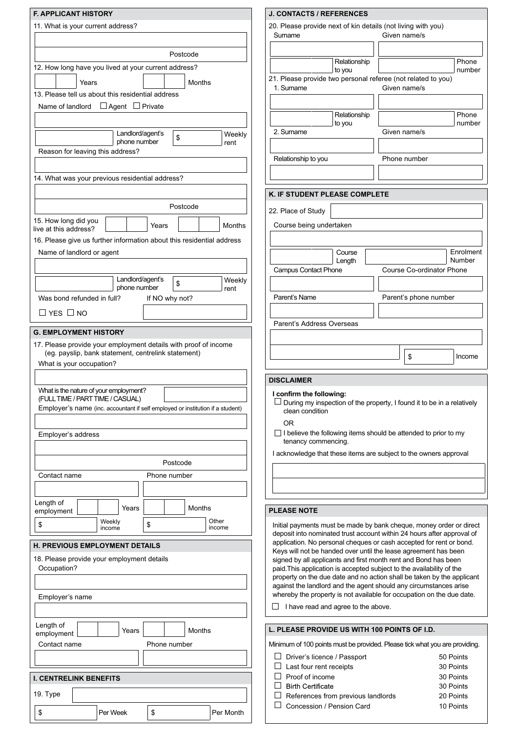## F. APPLICANT HISTORY

11. What is your current address?

Postcode

12. How long have you lived at your current address?

Years Months

13. Please tell us about this residential address

Name of landlord ☐ Agent ☐ Private

Landlord/agent's phone number $ Weekly rent

Reason for leaving this address?

14. What was your previous residential address?

Postcode

15. How long did you live at this address? Years Months

16. Please give us further information about this residential address

Name of landlord or agent

Landlord/agent's phone number $ Weekly rent

Was bond refunded in full? If NO why not?

☐ YES ☐ NO

## G. EMPLOYMENT HISTORY

17. Please provide your employment details with proof of income (eg. payslip, bank statement, centrelink statement)

What is your occupation?

What is the nature of your employment? (FULL TIME / PART TIME / CASUAL)

Employer's name (inc. accountant if self employed or institution if a student)

Employer's address

Postcode

Contact name Phone number

Length of employment Years Months

$ Weekly income $ Other income

## H. PREVIOUS EMPLOYMENT DETAILS

18. Please provide your employment details

Occupation?

Employer's name

Length of employment Years Months

Contact name Phone number

## I. CENTRELINK BENEFITS

19. Type

$ Per Week $ Per Month

## J. CONTACTS / REFERENCES

20. Please provide next of kin details (not living with you)

Surname Given name/s

Relationship to you Phone number

21. Please provide two personal referee (not related to you)

1. Surname Given name/s

Relationship to you Phone number

2. Surname Given name/s

Relationship to you Phone number

## K. IF STUDENT PLEASE COMPLETE

22. Place of Study

Course being undertaken

Course Length Enrolment Number

Campus Contact Phone Course Co-ordinator Phone

Parent's Name Parent's phone number

Parent's Address Overseas

$ Income

## DISCLAIMER

**I confirm the following:**

☐ During my inspection of the property, I found it to be in a relatively clean condition

OR

☐ I believe the following items should be attended to prior to my tenancy commencing.

I acknowledge that these items are subject to the owners approval

## PLEASE NOTE

Initial payments must be made by bank cheque, money order or direct deposit into nominated trust account within 24 hours after approval of application. No personal cheques or cash accepted for rent or bond. Keys will not be handed over until the lease agreement has been signed by all applicants and first month rent and Bond has been paid.This application is accepted subject to the availability of the property on the due date and no action shall be taken by the applicant against the landlord and the agent should any circumstances arise whereby the property is not available for occupation on the due date.

☐ I have read and agree to the above.

## L. PLEASE PROVIDE US WITH 100 POINTS OF I.D.

Minimum of 100 points must be provided. Please tick what you are providing.

| | |
|---|---|
| ☐ Driver's licence / Passport | 50 Points |
| ☐ Last four rent receipts | 30 Points |
| ☐ Proof of income | 30 Points |
| ☐ Birth Certificate | 30 Points |
| ☐ References from previous landlords | 20 Points |
| ☐ Concession / Pension Card | 10 Points |